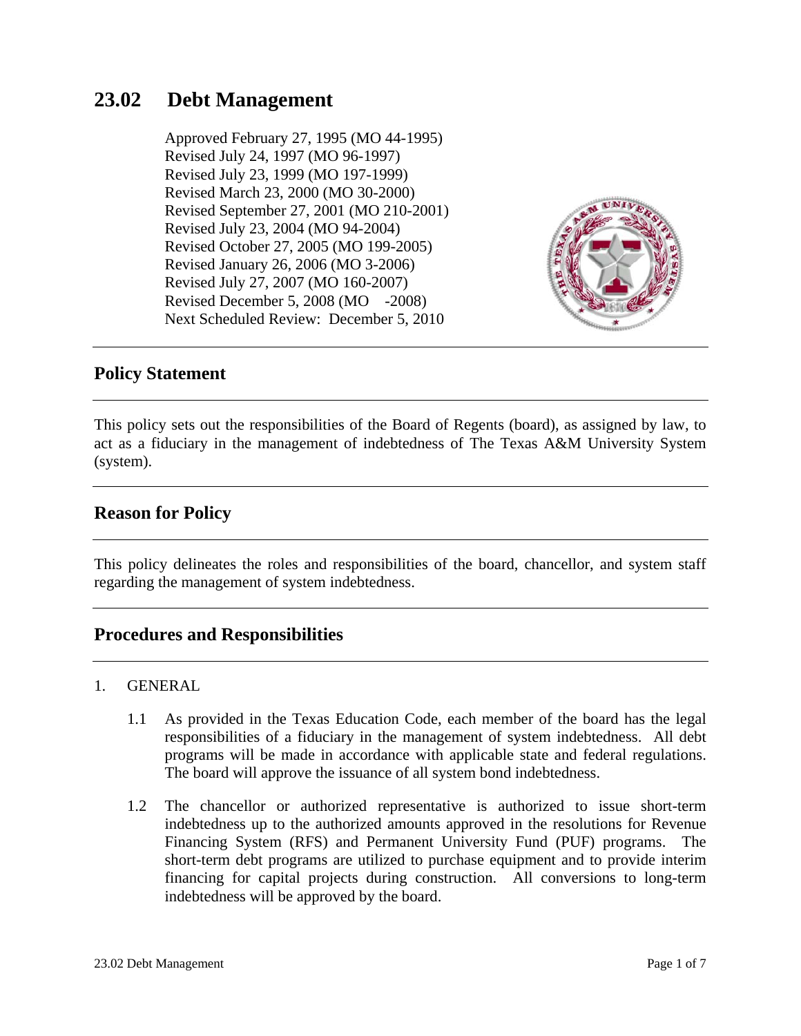# 23.02 Debt Management

Approved February 27, 1995 (MO 44-1995)
Revised July 24, 1997 (MO 96-1997)
Revised July 23, 1999 (MO 197-1999)
Revised March 23, 2000 (MO 30-2000)
Revised September 27, 2001 (MO 210-2001)
Revised July 23, 2004 (MO 94-2004)
Revised October 27, 2005 (MO 199-2005)
Revised January 26, 2006 (MO 3-2006)
Revised July 27, 2007 (MO 160-2007)
Revised December 5, 2008 (MO -2008)
Next Scheduled Review: December 5, 2010

## Policy Statement

This policy sets out the responsibilities of the Board of Regents (board), as assigned by law, to act as a fiduciary in the management of indebtedness of The Texas A&M University System (system).

## Reason for Policy

This policy delineates the roles and responsibilities of the board, chancellor, and system staff regarding the management of system indebtedness.

## Procedures and Responsibilities

1. GENERAL

   1.1 As provided in the Texas Education Code, each member of the board has the legal responsibilities of a fiduciary in the management of system indebtedness. All debt programs will be made in accordance with applicable state and federal regulations. The board will approve the issuance of all system bond indebtedness.

   1.2 The chancellor or authorized representative is authorized to issue short-term indebtedness up to the authorized amounts approved in the resolutions for Revenue Financing System (RFS) and Permanent University Fund (PUF) programs. The short-term debt programs are utilized to purchase equipment and to provide interim financing for capital projects during construction. All conversions to long-term indebtedness will be approved by the board.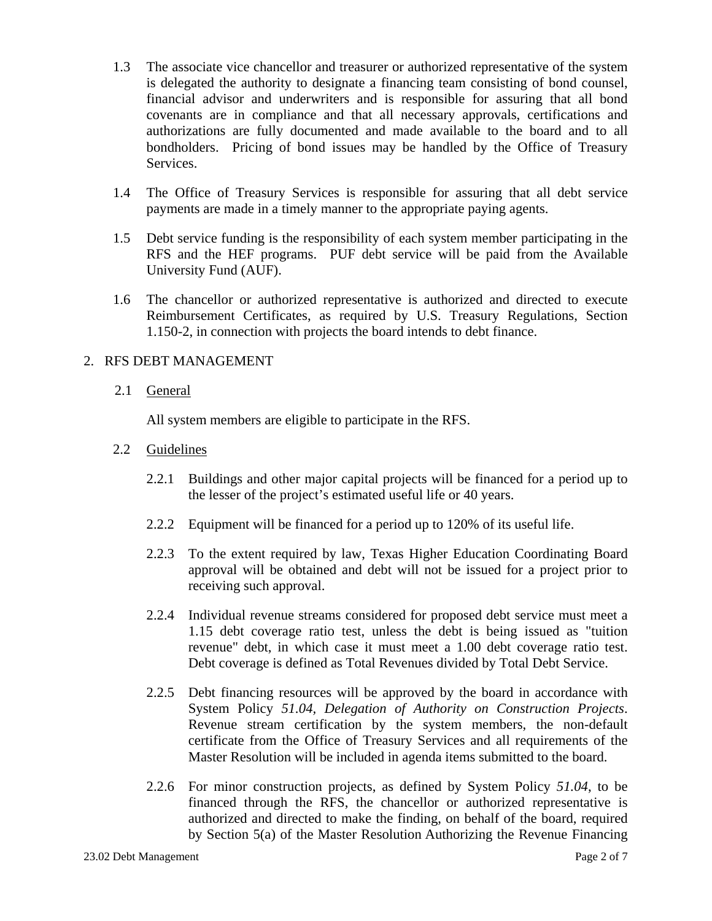1.3 The associate vice chancellor and treasurer or authorized representative of the system is delegated the authority to designate a financing team consisting of bond counsel, financial advisor and underwriters and is responsible for assuring that all bond covenants are in compliance and that all necessary approvals, certifications and authorizations are fully documented and made available to the board and to all bondholders. Pricing of bond issues may be handled by the Office of Treasury Services.

1.4 The Office of Treasury Services is responsible for assuring that all debt service payments are made in a timely manner to the appropriate paying agents.

1.5 Debt service funding is the responsibility of each system member participating in the RFS and the HEF programs. PUF debt service will be paid from the Available University Fund (AUF).

1.6 The chancellor or authorized representative is authorized and directed to execute Reimbursement Certificates, as required by U.S. Treasury Regulations, Section 1.150-2, in connection with projects the board intends to debt finance.

## 2. RFS DEBT MANAGEMENT

### 2.1 General

All system members are eligible to participate in the RFS.

### 2.2 Guidelines

2.2.1 Buildings and other major capital projects will be financed for a period up to the lesser of the project's estimated useful life or 40 years.

2.2.2 Equipment will be financed for a period up to 120% of its useful life.

2.2.3 To the extent required by law, Texas Higher Education Coordinating Board approval will be obtained and debt will not be issued for a project prior to receiving such approval.

2.2.4 Individual revenue streams considered for proposed debt service must meet a 1.15 debt coverage ratio test, unless the debt is being issued as "tuition revenue" debt, in which case it must meet a 1.00 debt coverage ratio test. Debt coverage is defined as Total Revenues divided by Total Debt Service.

2.2.5 Debt financing resources will be approved by the board in accordance with System Policy *51.04, Delegation of Authority on Construction Projects*. Revenue stream certification by the system members, the non-default certificate from the Office of Treasury Services and all requirements of the Master Resolution will be included in agenda items submitted to the board.

2.2.6 For minor construction projects, as defined by System Policy *51.04*, to be financed through the RFS, the chancellor or authorized representative is authorized and directed to make the finding, on behalf of the board, required by Section 5(a) of the Master Resolution Authorizing the Revenue Financing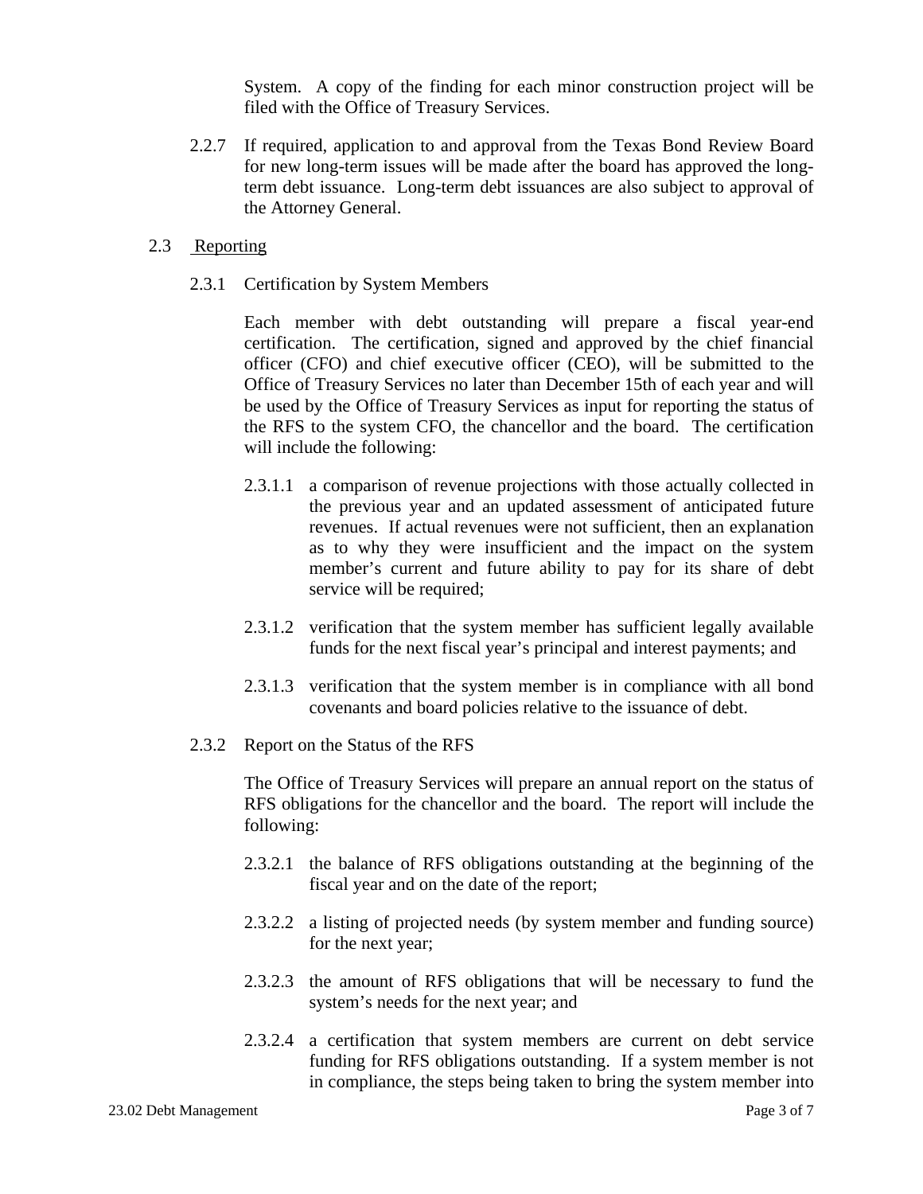System. A copy of the finding for each minor construction project will be filed with the Office of Treasury Services.

2.2.7 If required, application to and approval from the Texas Bond Review Board for new long-term issues will be made after the board has approved the long-term debt issuance. Long-term debt issuances are also subject to approval of the Attorney General.

2.3 Reporting

2.3.1 Certification by System Members

Each member with debt outstanding will prepare a fiscal year-end certification. The certification, signed and approved by the chief financial officer (CFO) and chief executive officer (CEO), will be submitted to the Office of Treasury Services no later than December 15th of each year and will be used by the Office of Treasury Services as input for reporting the status of the RFS to the system CFO, the chancellor and the board. The certification will include the following:

2.3.1.1 a comparison of revenue projections with those actually collected in the previous year and an updated assessment of anticipated future revenues. If actual revenues were not sufficient, then an explanation as to why they were insufficient and the impact on the system member's current and future ability to pay for its share of debt service will be required;

2.3.1.2 verification that the system member has sufficient legally available funds for the next fiscal year's principal and interest payments; and

2.3.1.3 verification that the system member is in compliance with all bond covenants and board policies relative to the issuance of debt.

2.3.2 Report on the Status of the RFS

The Office of Treasury Services will prepare an annual report on the status of RFS obligations for the chancellor and the board. The report will include the following:

2.3.2.1 the balance of RFS obligations outstanding at the beginning of the fiscal year and on the date of the report;

2.3.2.2 a listing of projected needs (by system member and funding source) for the next year;

2.3.2.3 the amount of RFS obligations that will be necessary to fund the system's needs for the next year; and

2.3.2.4 a certification that system members are current on debt service funding for RFS obligations outstanding. If a system member is not in compliance, the steps being taken to bring the system member into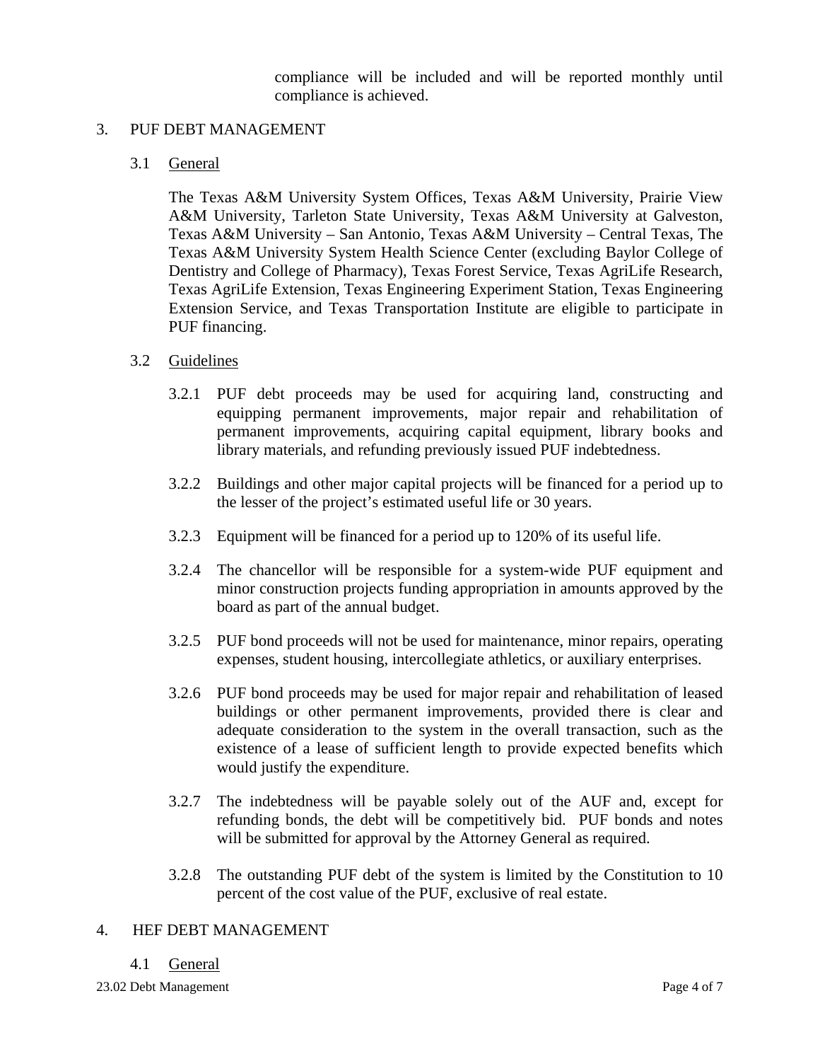compliance will be included and will be reported monthly until compliance is achieved.

## 3. PUF DEBT MANAGEMENT

### 3.1 General

The Texas A&M University System Offices, Texas A&M University, Prairie View A&M University, Tarleton State University, Texas A&M University at Galveston, Texas A&M University – San Antonio, Texas A&M University – Central Texas, The Texas A&M University System Health Science Center (excluding Baylor College of Dentistry and College of Pharmacy), Texas Forest Service, Texas AgriLife Research, Texas AgriLife Extension, Texas Engineering Experiment Station, Texas Engineering Extension Service, and Texas Transportation Institute are eligible to participate in PUF financing.

### 3.2 Guidelines

3.2.1 PUF debt proceeds may be used for acquiring land, constructing and equipping permanent improvements, major repair and rehabilitation of permanent improvements, acquiring capital equipment, library books and library materials, and refunding previously issued PUF indebtedness.

3.2.2 Buildings and other major capital projects will be financed for a period up to the lesser of the project's estimated useful life or 30 years.

3.2.3 Equipment will be financed for a period up to 120% of its useful life.

3.2.4 The chancellor will be responsible for a system-wide PUF equipment and minor construction projects funding appropriation in amounts approved by the board as part of the annual budget.

3.2.5 PUF bond proceeds will not be used for maintenance, minor repairs, operating expenses, student housing, intercollegiate athletics, or auxiliary enterprises.

3.2.6 PUF bond proceeds may be used for major repair and rehabilitation of leased buildings or other permanent improvements, provided there is clear and adequate consideration to the system in the overall transaction, such as the existence of a lease of sufficient length to provide expected benefits which would justify the expenditure.

3.2.7 The indebtedness will be payable solely out of the AUF and, except for refunding bonds, the debt will be competitively bid. PUF bonds and notes will be submitted for approval by the Attorney General as required.

3.2.8 The outstanding PUF debt of the system is limited by the Constitution to 10 percent of the cost value of the PUF, exclusive of real estate.

## 4. HEF DEBT MANAGEMENT

### 4.1 General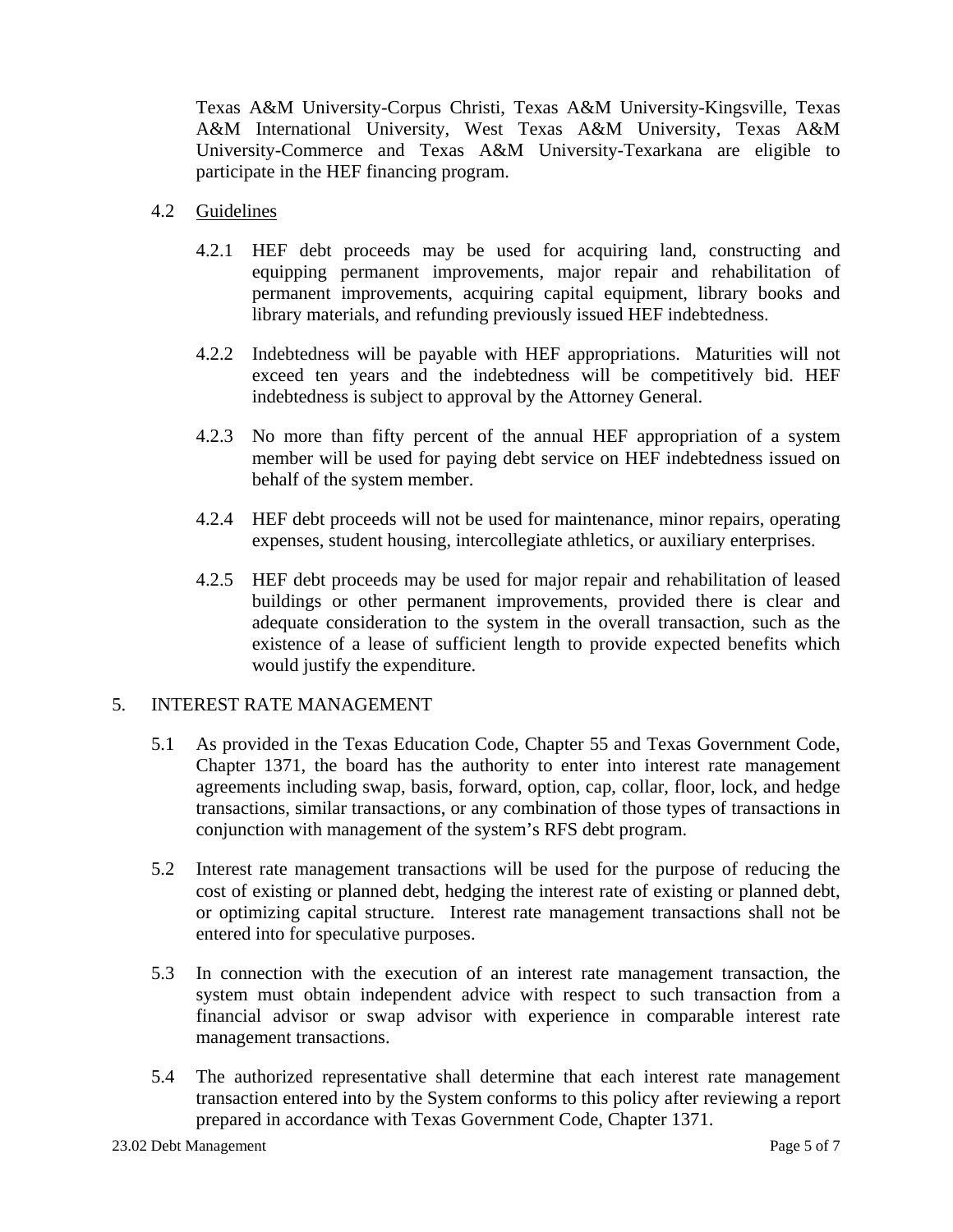Texas A&M University-Corpus Christi, Texas A&M University-Kingsville, Texas A&M International University, West Texas A&M University, Texas A&M University-Commerce and Texas A&M University-Texarkana are eligible to participate in the HEF financing program.

4.2 Guidelines

4.2.1 HEF debt proceeds may be used for acquiring land, constructing and equipping permanent improvements, major repair and rehabilitation of permanent improvements, acquiring capital equipment, library books and library materials, and refunding previously issued HEF indebtedness.

4.2.2 Indebtedness will be payable with HEF appropriations. Maturities will not exceed ten years and the indebtedness will be competitively bid. HEF indebtedness is subject to approval by the Attorney General.

4.2.3 No more than fifty percent of the annual HEF appropriation of a system member will be used for paying debt service on HEF indebtedness issued on behalf of the system member.

4.2.4 HEF debt proceeds will not be used for maintenance, minor repairs, operating expenses, student housing, intercollegiate athletics, or auxiliary enterprises.

4.2.5 HEF debt proceeds may be used for major repair and rehabilitation of leased buildings or other permanent improvements, provided there is clear and adequate consideration to the system in the overall transaction, such as the existence of a lease of sufficient length to provide expected benefits which would justify the expenditure.

## 5. INTEREST RATE MANAGEMENT

5.1 As provided in the Texas Education Code, Chapter 55 and Texas Government Code, Chapter 1371, the board has the authority to enter into interest rate management agreements including swap, basis, forward, option, cap, collar, floor, lock, and hedge transactions, similar transactions, or any combination of those types of transactions in conjunction with management of the system's RFS debt program.

5.2 Interest rate management transactions will be used for the purpose of reducing the cost of existing or planned debt, hedging the interest rate of existing or planned debt, or optimizing capital structure. Interest rate management transactions shall not be entered into for speculative purposes.

5.3 In connection with the execution of an interest rate management transaction, the system must obtain independent advice with respect to such transaction from a financial advisor or swap advisor with experience in comparable interest rate management transactions.

5.4 The authorized representative shall determine that each interest rate management transaction entered into by the System conforms to this policy after reviewing a report prepared in accordance with Texas Government Code, Chapter 1371.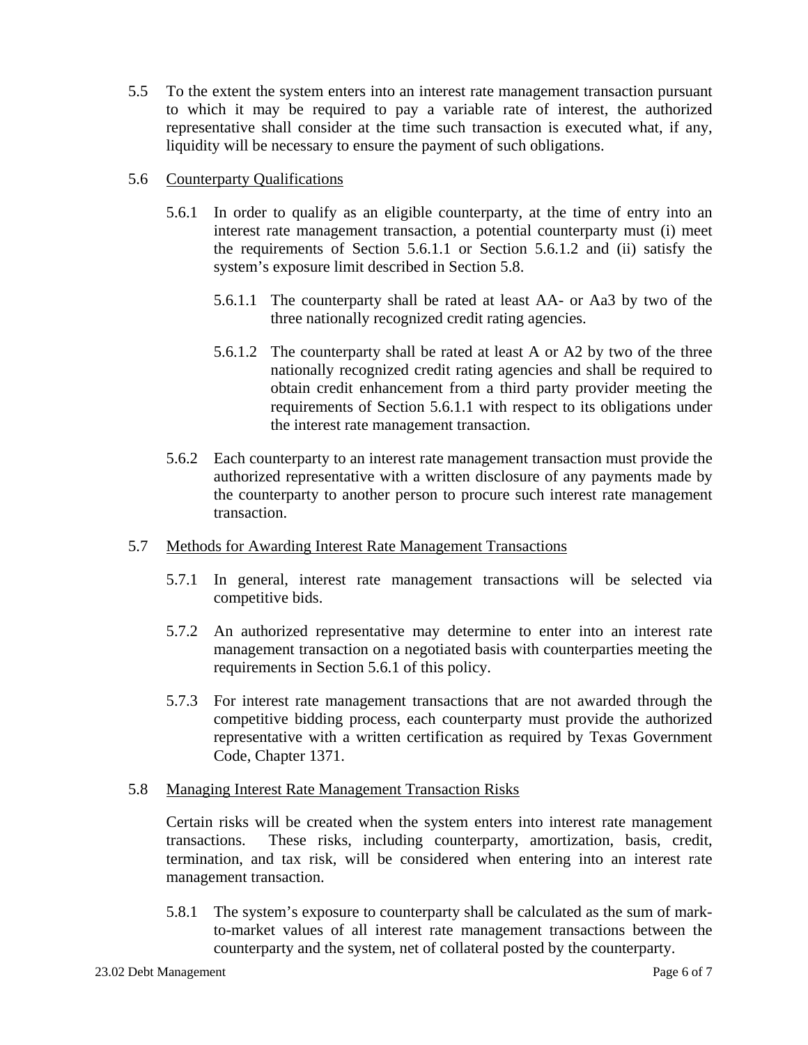5.5 To the extent the system enters into an interest rate management transaction pursuant to which it may be required to pay a variable rate of interest, the authorized representative shall consider at the time such transaction is executed what, if any, liquidity will be necessary to ensure the payment of such obligations.

5.6 <u>Counterparty Qualifications</u>

5.6.1 In order to qualify as an eligible counterparty, at the time of entry into an interest rate management transaction, a potential counterparty must (i) meet the requirements of Section 5.6.1.1 or Section 5.6.1.2 and (ii) satisfy the system's exposure limit described in Section 5.8.

5.6.1.1 The counterparty shall be rated at least AA- or Aa3 by two of the three nationally recognized credit rating agencies.

5.6.1.2 The counterparty shall be rated at least A or A2 by two of the three nationally recognized credit rating agencies and shall be required to obtain credit enhancement from a third party provider meeting the requirements of Section 5.6.1.1 with respect to its obligations under the interest rate management transaction.

5.6.2 Each counterparty to an interest rate management transaction must provide the authorized representative with a written disclosure of any payments made by the counterparty to another person to procure such interest rate management transaction.

5.7 <u>Methods for Awarding Interest Rate Management Transactions</u>

5.7.1 In general, interest rate management transactions will be selected via competitive bids.

5.7.2 An authorized representative may determine to enter into an interest rate management transaction on a negotiated basis with counterparties meeting the requirements in Section 5.6.1 of this policy.

5.7.3 For interest rate management transactions that are not awarded through the competitive bidding process, each counterparty must provide the authorized representative with a written certification as required by Texas Government Code, Chapter 1371.

5.8 <u>Managing Interest Rate Management Transaction Risks</u>

Certain risks will be created when the system enters into interest rate management transactions. These risks, including counterparty, amortization, basis, credit, termination, and tax risk, will be considered when entering into an interest rate management transaction.

5.8.1 The system's exposure to counterparty shall be calculated as the sum of mark-to-market values of all interest rate management transactions between the counterparty and the system, net of collateral posted by the counterparty.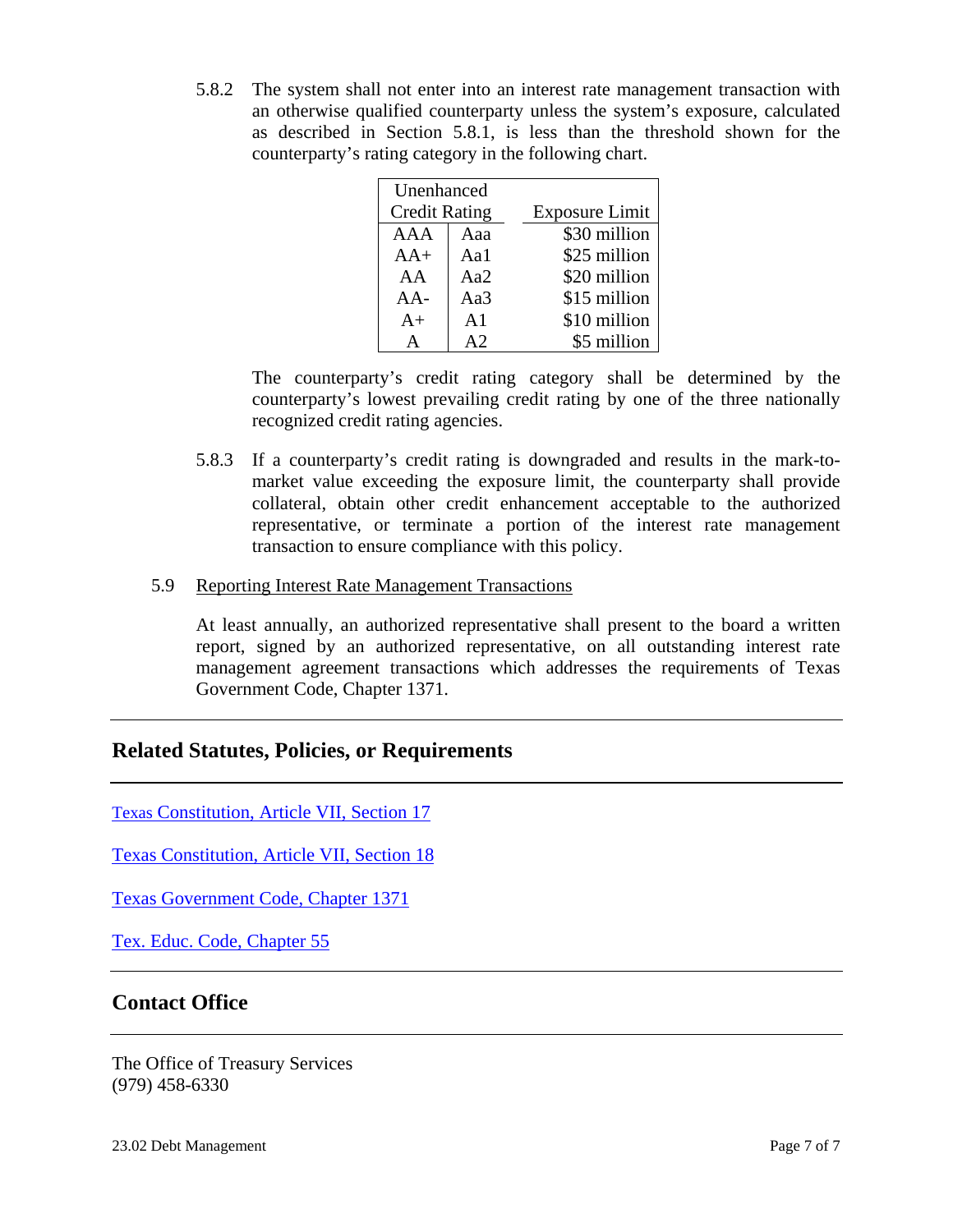5.8.2 The system shall not enter into an interest rate management transaction with an otherwise qualified counterparty unless the system's exposure, calculated as described in Section 5.8.1, is less than the threshold shown for the counterparty's rating category in the following chart.

| Unenhanced Credit Rating | | Exposure Limit |
|---|---|---|
| AAA | Aaa | $30 million |
| AA+ | Aa1 | $25 million |
| AA | Aa2 | $20 million |
| AA- | Aa3 | $15 million |
| A+ | A1 | $10 million |
| A | A2 | $5 million |

The counterparty's credit rating category shall be determined by the counterparty's lowest prevailing credit rating by one of the three nationally recognized credit rating agencies.

5.8.3 If a counterparty's credit rating is downgraded and results in the mark-to-market value exceeding the exposure limit, the counterparty shall provide collateral, obtain other credit enhancement acceptable to the authorized representative, or terminate a portion of the interest rate management transaction to ensure compliance with this policy.

5.9 Reporting Interest Rate Management Transactions

At least annually, an authorized representative shall present to the board a written report, signed by an authorized representative, on all outstanding interest rate management agreement transactions which addresses the requirements of Texas Government Code, Chapter 1371.

## Related Statutes, Policies, or Requirements

Texas Constitution, Article VII, Section 17

Texas Constitution, Article VII, Section 18

Texas Government Code, Chapter 1371

Tex. Educ. Code, Chapter 55

## Contact Office

The Office of Treasury Services
(979) 458-6330